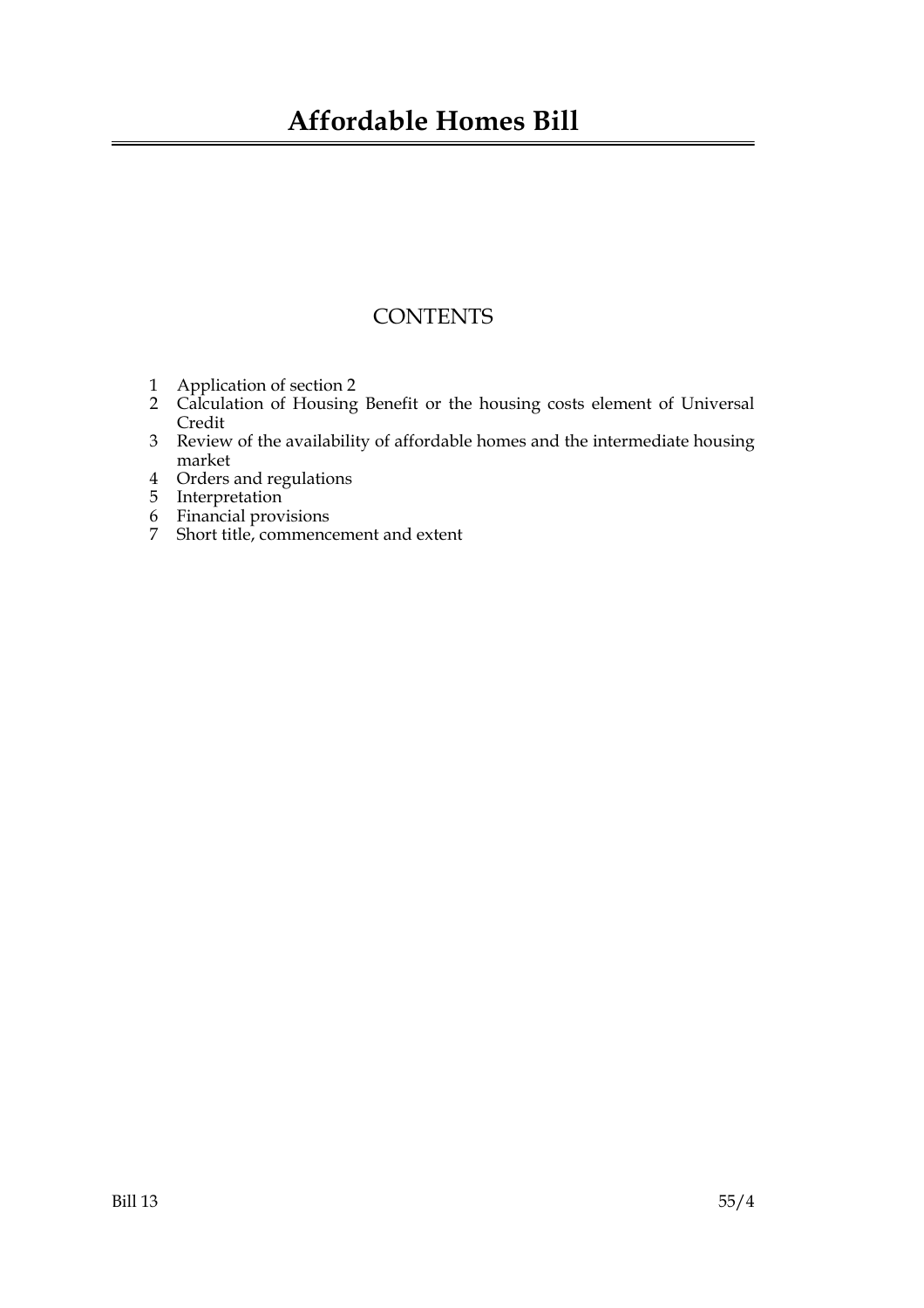# Affordable Homes Bill

## CONTENTS

1 Application of section 2
2 Calculation of Housing Benefit or the housing costs element of Universal Credit
3 Review of the availability of affordable homes and the intermediate housing market
4 Orders and regulations
5 Interpretation
6 Financial provisions
7 Short title, commencement and extent

Bill 13 55/4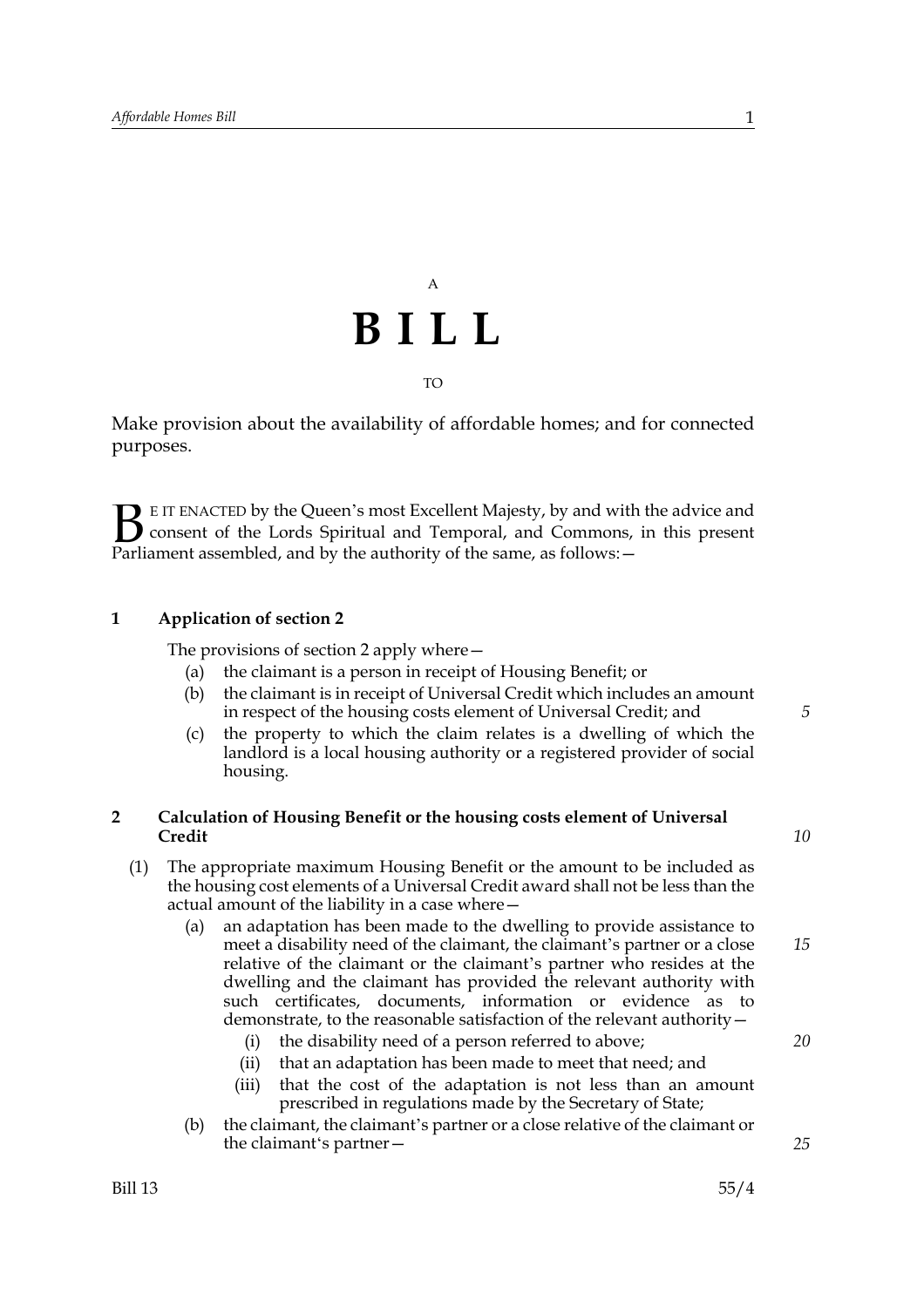A

# BILL

TO

Make provision about the availability of affordable homes; and for connected purposes.

BE IT ENACTED by the Queen's most Excellent Majesty, by and with the advice and consent of the Lords Spiritual and Temporal, and Commons, in this present Parliament assembled, and by the authority of the same, as follows:—

**1 Application of section 2**

The provisions of section 2 apply where—

(a) the claimant is a person in receipt of Housing Benefit; or

(b) the claimant is in receipt of Universal Credit which includes an amount in respect of the housing costs element of Universal Credit; and

(c) the property to which the claim relates is a dwelling of which the landlord is a local housing authority or a registered provider of social housing.

**2 Calculation of Housing Benefit or the housing costs element of Universal Credit**

(1) The appropriate maximum Housing Benefit or the amount to be included as the housing cost elements of a Universal Credit award shall not be less than the actual amount of the liability in a case where—

(a) an adaptation has been made to the dwelling to provide assistance to meet a disability need of the claimant, the claimant's partner or a close relative of the claimant or the claimant's partner who resides at the dwelling and the claimant has provided the relevant authority with such certificates, documents, information or evidence as to demonstrate, to the reasonable satisfaction of the relevant authority—

(i) the disability need of a person referred to above;

(ii) that an adaptation has been made to meet that need; and

(iii) that the cost of the adaptation is not less than an amount prescribed in regulations made by the Secretary of State;

(b) the claimant, the claimant's partner or a close relative of the claimant or the claimant's partner—

Bill 13 55/4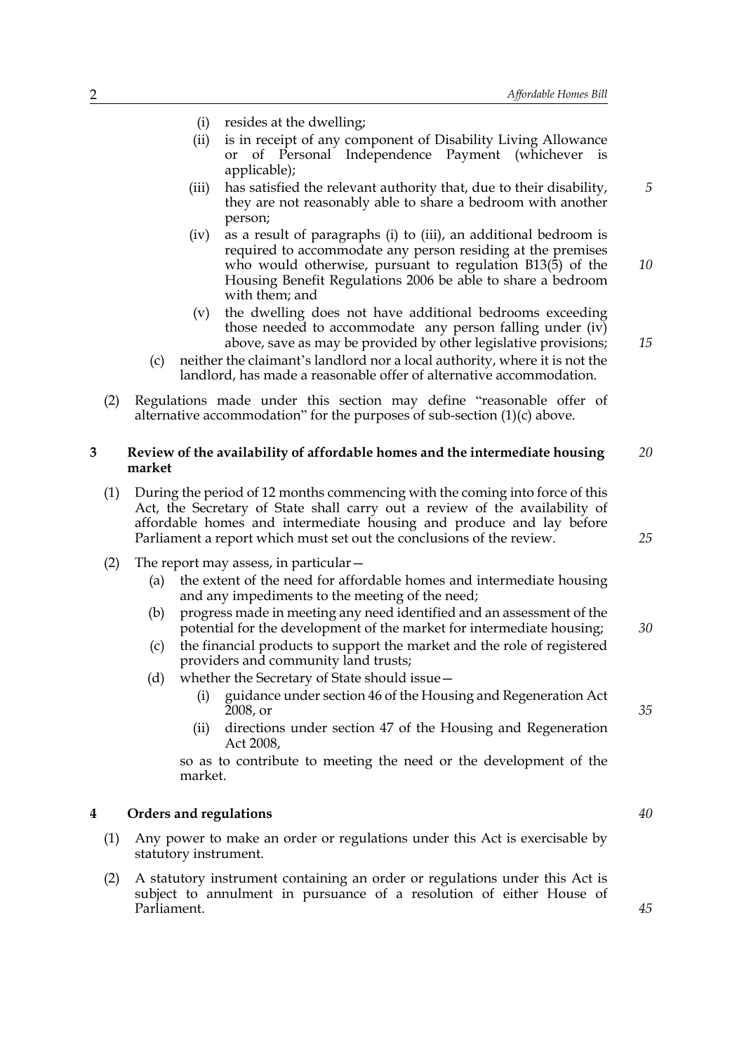(i) resides at the dwelling;

(ii) is in receipt of any component of Disability Living Allowance or of Personal Independence Payment (whichever is applicable);

(iii) has satisfied the relevant authority that, due to their disability, they are not reasonably able to share a bedroom with another person;

(iv) as a result of paragraphs (i) to (iii), an additional bedroom is required to accommodate any person residing at the premises who would otherwise, pursuant to regulation B13(5) of the Housing Benefit Regulations 2006 be able to share a bedroom with them; and

(v) the dwelling does not have additional bedrooms exceeding those needed to accommodate any person falling under (iv) above, save as may be provided by other legislative provisions;

(c) neither the claimant's landlord nor a local authority, where it is not the landlord, has made a reasonable offer of alternative accommodation.

(2) Regulations made under this section may define "reasonable offer of alternative accommodation" for the purposes of sub-section (1)(c) above.

## 3 Review of the availability of affordable homes and the intermediate housing market

(1) During the period of 12 months commencing with the coming into force of this Act, the Secretary of State shall carry out a review of the availability of affordable homes and intermediate housing and produce and lay before Parliament a report which must set out the conclusions of the review.

(2) The report may assess, in particular—

(a) the extent of the need for affordable homes and intermediate housing and any impediments to the meeting of the need;

(b) progress made in meeting any need identified and an assessment of the potential for the development of the market for intermediate housing;

(c) the financial products to support the market and the role of registered providers and community land trusts;

(d) whether the Secretary of State should issue—

(i) guidance under section 46 of the Housing and Regeneration Act 2008, or

(ii) directions under section 47 of the Housing and Regeneration Act 2008,

so as to contribute to meeting the need or the development of the market.

## 4 Orders and regulations

(1) Any power to make an order or regulations under this Act is exercisable by statutory instrument.

(2) A statutory instrument containing an order or regulations under this Act is subject to annulment in pursuance of a resolution of either House of Parliament.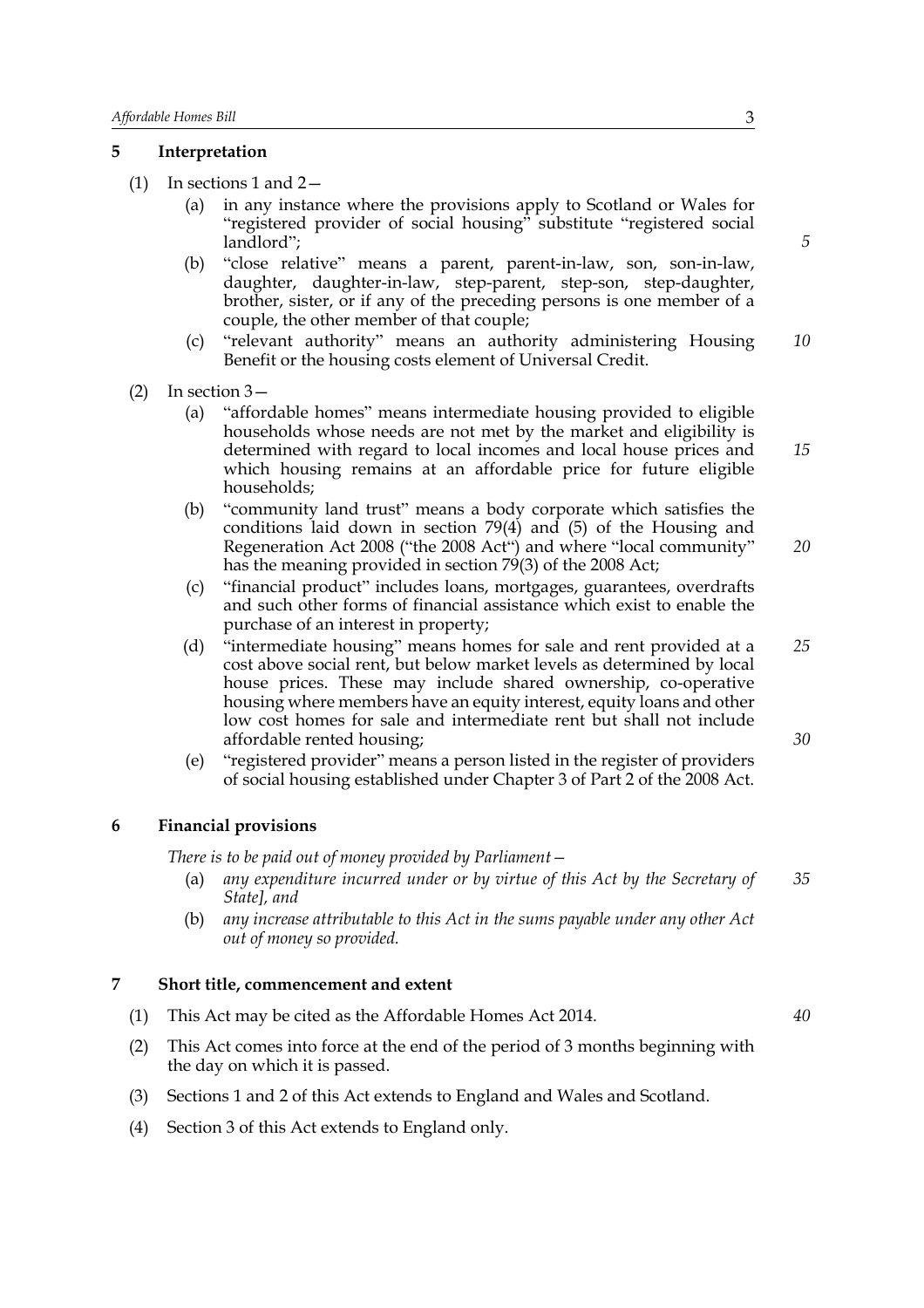## 5 Interpretation

(1) In sections 1 and 2—

- (a) in any instance where the provisions apply to Scotland or Wales for "registered provider of social housing" substitute "registered social landlord";
- (b) "close relative" means a parent, parent-in-law, son, son-in-law, daughter, daughter-in-law, step-parent, step-son, step-daughter, brother, sister, or if any of the preceding persons is one member of a couple, the other member of that couple;
- (c) "relevant authority" means an authority administering Housing Benefit or the housing costs element of Universal Credit.

(2) In section 3—

- (a) "affordable homes" means intermediate housing provided to eligible households whose needs are not met by the market and eligibility is determined with regard to local incomes and local house prices and which housing remains at an affordable price for future eligible households;
- (b) "community land trust" means a body corporate which satisfies the conditions laid down in section 79(4) and (5) of the Housing and Regeneration Act 2008 ("the 2008 Act") and where "local community" has the meaning provided in section 79(3) of the 2008 Act;
- (c) "financial product" includes loans, mortgages, guarantees, overdrafts and such other forms of financial assistance which exist to enable the purchase of an interest in property;
- (d) "intermediate housing" means homes for sale and rent provided at a cost above social rent, but below market levels as determined by local house prices. These may include shared ownership, co-operative housing where members have an equity interest, equity loans and other low cost homes for sale and intermediate rent but shall not include affordable rented housing;
- (e) "registered provider" means a person listed in the register of providers of social housing established under Chapter 3 of Part 2 of the 2008 Act.

## 6 Financial provisions

*There is to be paid out of money provided by Parliament—*

- (a) *any expenditure incurred under or by virtue of this Act by the Secretary of State], and*
- (b) *any increase attributable to this Act in the sums payable under any other Act out of money so provided.*

## 7 Short title, commencement and extent

(1) This Act may be cited as the Affordable Homes Act 2014.

(2) This Act comes into force at the end of the period of 3 months beginning with the day on which it is passed.

(3) Sections 1 and 2 of this Act extends to England and Wales and Scotland.

(4) Section 3 of this Act extends to England only.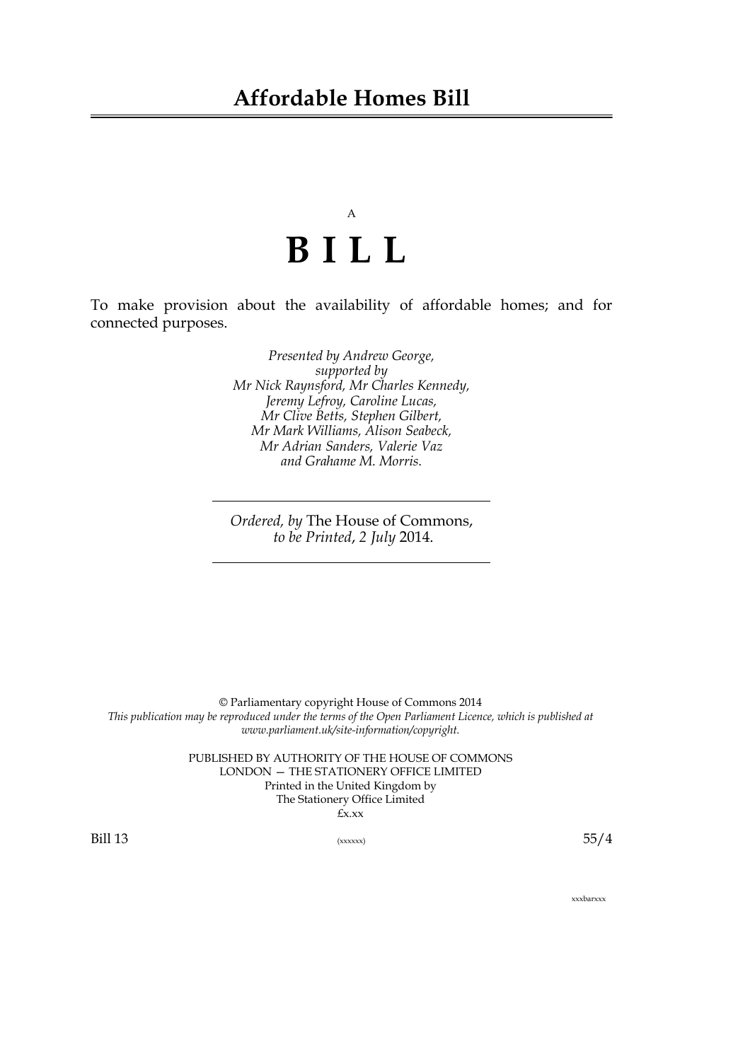# Affordable Homes Bill

A

# B I L L

To make provision about the availability of affordable homes; and for connected purposes.

*Presented by Andrew George,*
*supported by*
*Mr Nick Raynsford, Mr Charles Kennedy,*
*Jeremy Lefroy, Caroline Lucas,*
*Mr Clive Betts, Stephen Gilbert,*
*Mr Mark Williams, Alison Seabeck,*
*Mr Adrian Sanders, Valerie Vaz*
*and Grahame M. Morris.*

---

*Ordered, by* The House of Commons,
*to be Printed*, *2 July* 2014.

---

© Parliamentary copyright House of Commons 2014
*This publication may be reproduced under the terms of the Open Parliament Licence, which is published at www.parliament.uk/site-information/copyright.*

PUBLISHED BY AUTHORITY OF THE HOUSE OF COMMONS
LONDON — THE STATIONERY OFFICE LIMITED
Printed in the United Kingdom by
The Stationery Office Limited
£x.xx

Bill 13 (xxxxxx) 55/4

xxxbarxxx